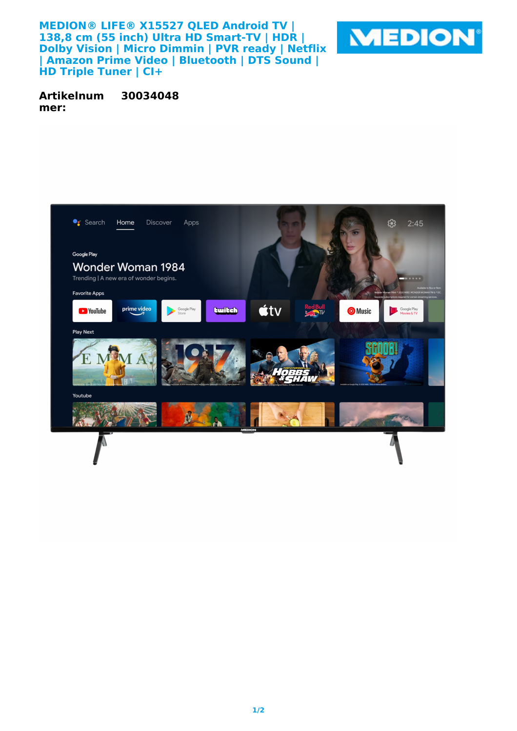# MEDION® LIFE® X15527 QLED Android TV | 138,8 cm (55 inch) Ultra HD Smart-TV | HDR | Dolby Vision | Micro Dimmin | PVR ready | Netflix | Amazon Prime Video | Bluetooth | DTS Sound | HD Triple Tuner | CI+

**Artikelnummer:** **30034048**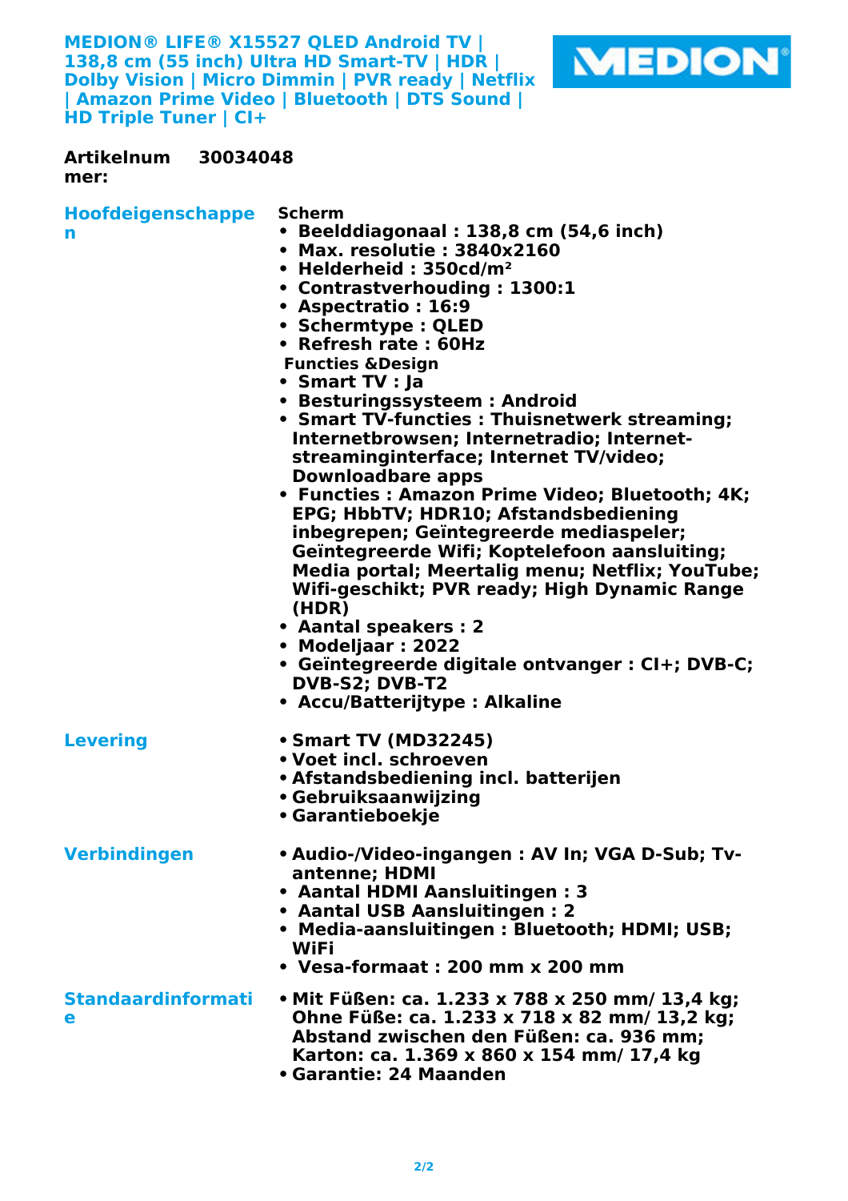# MEDION® LIFE® X15527 QLED Android TV | 138,8 cm (55 inch) Ultra HD Smart-TV | HDR | Dolby Vision | Micro Dimmin | PVR ready | Netflix | Amazon Prime Video | Bluetooth | DTS Sound | HD Triple Tuner | CI+

**Artikelnummer:** **30034048**

## Hoofdeigenschappen

**Scherm**

- **Beelddiagonaal : 138,8 cm (54,6 inch)**
- **Max. resolutie : 3840x2160**
- **Helderheid : 350cd/m²**
- **Contrastverhouding : 1300:1**
- **Aspectratio : 16:9**
- **Schermtype : QLED**
- **Refresh rate : 60Hz**

**Functies &Design**

- **Smart TV : Ja**
- **Besturingssysteem : Android**
- **Smart TV-functies : Thuisnetwerk streaming; Internetbrowsen; Internetradio; Internet-streaminginterface; Internet TV/video; Downloadbare apps**
- **Functies : Amazon Prime Video; Bluetooth; 4K; EPG; HbbTV; HDR10; Afstandsbediening inbegrepen; Geïntegreerde mediaspeler; Geïntegreerde Wifi; Koptelefoon aansluiting; Media portal; Meertalig menu; Netflix; YouTube; Wifi-geschikt; PVR ready; High Dynamic Range (HDR)**
- **Aantal speakers : 2**
- **Modeljaar : 2022**
- **Geïntegreerde digitale ontvanger : CI+; DVB-C; DVB-S2; DVB-T2**
- **Accu/Batterijtype : Alkaline**

## Levering

- **Smart TV (MD32245)**
- **Voet incl. schroeven**
- **Afstandsbediening incl. batterijen**
- **Gebruiksaanwijzing**
- **Garantieboekje**

## Verbindingen

- **Audio-/Video-ingangen : AV In; VGA D-Sub; Tv-antenne; HDMI**
- **Aantal HDMI Aansluitingen : 3**
- **Aantal USB Aansluitingen : 2**
- **Media-aansluitingen : Bluetooth; HDMI; USB; WiFi**
- **Vesa-formaat : 200 mm x 200 mm**

## Standaardinformatie

- **Mit Füßen: ca. 1.233 x 788 x 250 mm/ 13,4 kg; Ohne Füße: ca. 1.233 x 718 x 82 mm/ 13,2 kg; Abstand zwischen den Füßen: ca. 936 mm; Karton: ca. 1.369 x 860 x 154 mm/ 17,4 kg**
- **Garantie: 24 Maanden**